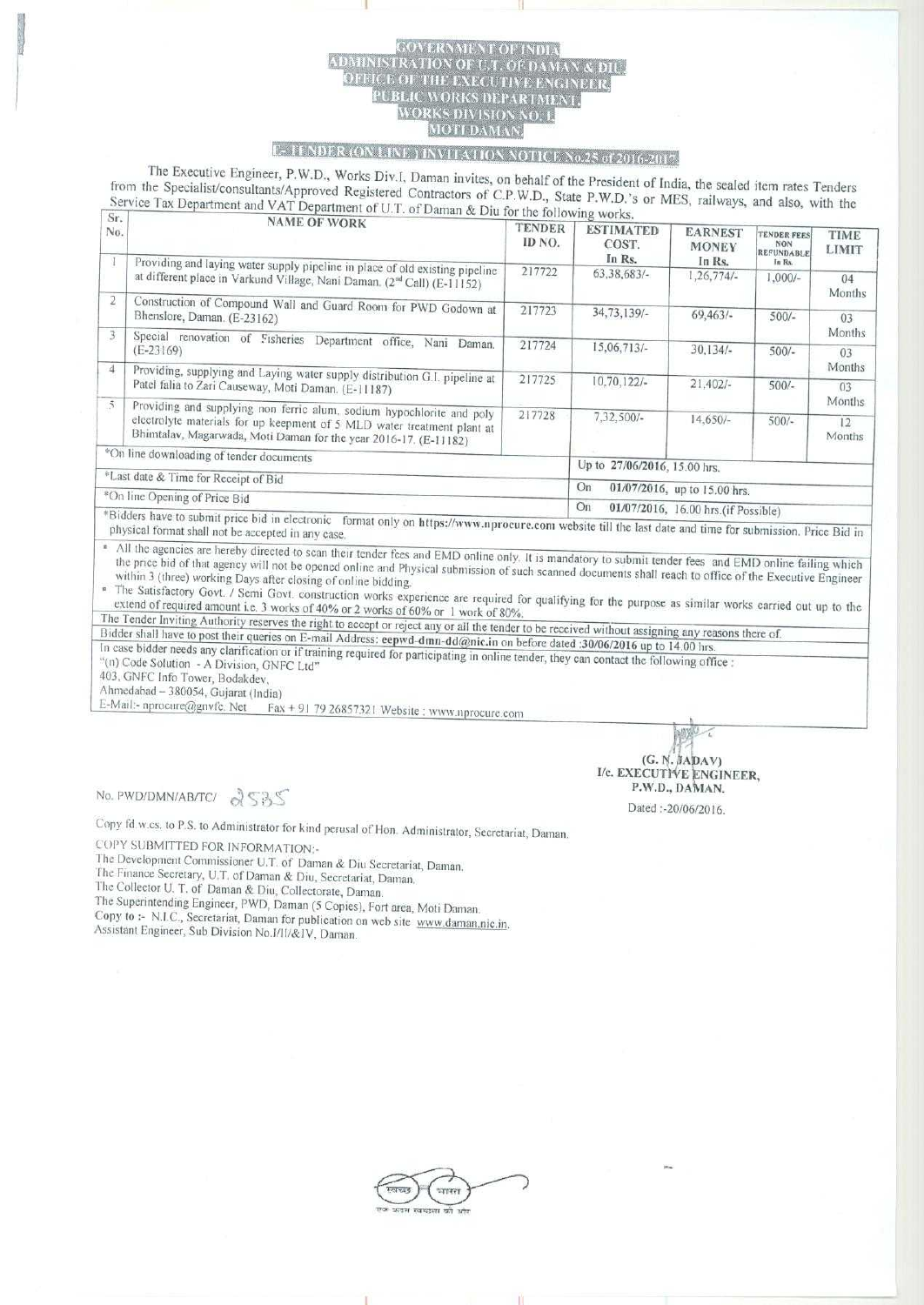# GOVERNMENT OF INDIA
## ADMINISTRATION OF U.T. OF DAMAN & DIU
## OFFICE OF THE EXECUTIVE ENGINEER
## PUBLIC WORKS DEPARTMENT
## WORKS DIVISION NO. I
## MOTI DAMAN

### E-TENDER (ON LINE) INVITATION NOTICE No.25 of 2016-2017

The Executive Engineer, P.W.D., Works Div.I, Daman invites, on behalf of the President of India, the sealed item rates Tenders from the Specialist/consultants/Approved Registered Contractors of C.P.W.D., State P.W.D.'s or MES, railways, and also, with the Service Tax Department and VAT Department of U.T. of Daman & Diu for the following works.

| Sr. No. | NAME OF WORK | TENDER ID NO. | ESTIMATED COST. In Rs. | EARNEST MONEY In Rs. | TENDER FEES NON REFUNDABLE In Rs. | TIME LIMIT |
|---|---|---|---|---|---|---|
| 1 | Providing and laying water supply pipeline in place of old existing pipeline at different place in Varkund Village, Nani Daman. (2nd Call) (E-11152) | 217722 | 63,38,683/- | 1,26,774/- | 1,000/- | 04 Months |
| 2 | Construction of Compound Wall and Guard Room for PWD Godown at Bhenslore, Daman. (E-23162) | 217723 | 34,73,139/- | 69,463/- | 500/- | 03 Months |
| 3 | Special renovation of Fisheries Department office, Nani Daman. (E-23169) | 217724 | 15,06,713/- | 30,134/- | 500/- | 03 Months |
| 4 | Providing, supplying and Laying water supply distribution G.I. pipeline at Patel falia to Zari Causeway, Moti Daman. (E-11187) | 217725 | 10,70,122/- | 21,402/- | 500/- | 03 Months |
| 5 | Providing and supplying non ferric alum, sodium hypochlorite and poly electrolyte materials for up keepment of 5 MLD water treatment plant at Bhimtalav, Magarwada, Moti Daman for the year 2016-17. (E-11182) | 217728 | 7,32,500/- | 14,650/- | 500/- | 12 Months |
| *On line downloading of tender documents | | Up to 27/06/2016, 15.00 hrs. | | | | |
| *Last date & Time for Receipt of Bid | | On 01/07/2016, up to 15.00 hrs. | | | | |
| *On line Opening of Price Bid | | On 01/07/2016, 16.00 hrs.(if Possible) | | | | |

*Bidders have to submit price bid in electronic format only on **https://www.nprocure.com** website till the last date and time for submission. Price Bid in physical format shall not be accepted in any case.

- All the agencies are hereby directed to scan their tender fees and EMD online only. It is mandatory to submit tender fees and EMD online failing which the price bid of that agency will not be opened online and Physical submission of such scanned documents shall reach to office of the Executive Engineer within 3 (three) working Days after closing of online bidding.
- The Satisfactory Govt. / Semi Govt. construction works experience are required for qualifying for the purpose as similar works carried out up to the extend of required amount i.e. 3 works of 40% or 2 works of 60% or 1 work of 80%.

The Tender Inviting Authority reserves the right to accept or reject any or all the tender to be received without assigning any reasons there of.

Bidder shall have to post their queries on E-mail Address: **eepwd-dmn-dd@nic.in** on before dated :**30/06/2016** up to 14.00 hrs.

In case bidder needs any clarification or if training required for participating in online tender, they can contact the following office :

"(n) Code Solution - A Division, GNFC Ltd"
403, GNFC Info Tower, Bodakdev,
Ahmedabad – 380054, Gujarat (India)
E-Mail:- nprocure@gnvfc. Net Fax + 91 79 26857321 Website : www.nprocure.com

**(G. N. JADAV)**
**I/c. EXECUTIVE ENGINEER,**
**P.W.D., DAMAN.**

No. PWD/DMN/AB/TC/ 2535

Dated :-20/06/2016.

Copy fd w.cs. to P.S. to Administrator for kind perusal of Hon. Administrator, Secretariat, Daman.

COPY SUBMITTED FOR INFORMATION:-

The Development Commissioner U.T. of Daman & Diu Secretariat, Daman.
The Finance Secretary, U.T. of Daman & Diu, Secretariat, Daman.
The Collector U. T. of Daman & Diu, Collectorate, Daman.
The Superintending Engineer, PWD, Daman (5 Copies), Fort area, Moti Daman.
Copy to :- N.I.C., Secretariat, Daman for publication on web site www.daman.nic.in.
Assistant Engineer, Sub Division No.I/II/&IV, Daman.

स्वच्छ भारत
एक कदम स्वच्छता की ओर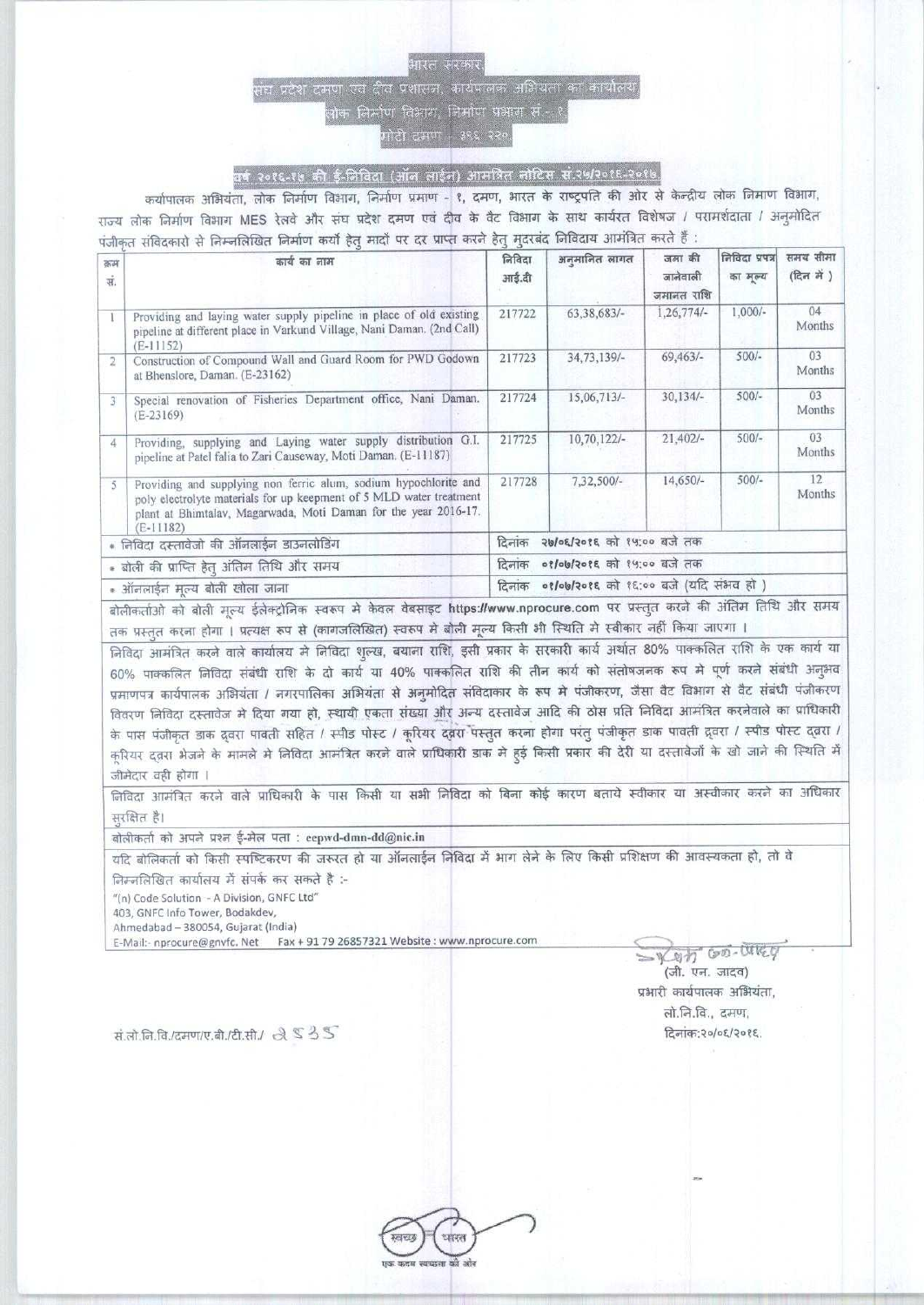भारत सरकार,
संघ प्रदेश दमण एवं दीव प्रशासन, कार्यपालक अभियंता का कार्यालय,
लोक निर्माण विभाग, निर्माण प्रभाग सं.- १
मोटी दमण - ३९६ २२०

## वर्ष २०१६-१७ की ई-निविदा (ऑन लाईन) आमंत्रित नोटिस सं.२७/२०१६-२०१७

कर्यापालक अभियंता, लोक निर्माण विभाग, निर्माण प्रमाण - १, दमण, भारत के राष्ट्रपति की ओर से केन्द्रीय लोक निमाण विभाग, राज्य लोक निर्माण विभाग MES रेलवे और संघ प्रदेश दमण एवं दीव के वैट विभाग के साथ कार्यरत विशेषज / परामर्शदाता / अनुमोदित पंजीकृत संविदकारो से निम्नलिखित निर्माण कर्यो हेतु मादों पर दर प्राप्त करने हेतु मुदरबंद निविदाय आमंत्रित करते हैं :

| क्रम सं. | कार्य का नाम | निविदा आई.डी | अनुमानित लागत | जमा की जानेवाली जमानत राशि | निविदा प्रपत्र का मूल्य | समय सीमा (दिन में) |
|---|---|---|---|---|---|---|
| 1 | Providing and laying water supply pipeline in place of old existing pipeline at different place in Varkund Village, Nani Daman. (2nd Call) (E-11152) | 217722 | 63,38,683/- | 1,26,774/- | 1,000/- | 04 Months |
| 2 | Construction of Compound Wall and Guard Room for PWD Godown at Bhenslore, Daman. (E-23162) | 217723 | 34,73,139/- | 69,463/- | 500/- | 03 Months |
| 3 | Special renovation of Fisheries Department office, Nani Daman. (E-23169) | 217724 | 15,06,713/- | 30,134/- | 500/- | 03 Months |
| 4 | Providing, supplying and Laying water supply distribution G.I. pipeline at Patel falia to Zari Causeway, Moti Daman. (E-11187) | 217725 | 10,70,122/- | 21,402/- | 500/- | 03 Months |
| 5 | Providing and supplying non ferric alum, sodium hypochlorite and poly electrolyte materials for up keepment of 5 MLD water treatment plant at Bhimtalav, Magarwada, Moti Daman for the year 2016-17. (E-11182) | 217728 | 7,32,500/- | 14,650/- | 500/- | 12 Months |
| | • निविदा दस्तावेजो की ऑनलाईन डाउनलोडिंग | दिनांक २७/०६/२०१६ को १५:०० बजे तक | | | | |
| | • बोली की प्राप्ति हेतु अंतिम तिथि और समय | दिनांक ०१/०७/२०१६ को १५:०० बजे तक | | | | |
| | • ऑनलाईन मूल्य बोली खोला जाना | दिनांक ०१/०७/२०१६ को १६:०० बजे (यदि संभव हो) | | | | |

बोलीकर्ताओ को बोली मूल्य ईलेक्ट्रोनिक स्वरूप मे केवल वेबसाइट https://www.nprocure.com पर प्रस्तुत करने की अंतिम तिथि और समय तक प्रस्तुत करना होगा । प्रत्यक्ष रूप से (कागजलिखित) स्वरूप मे बोली मूल्य किसी भी स्थिति मे स्वीकार नहीं किया जाएगा ।

निविदा आमंत्रित करने वाले कार्यालय मे निविदा शुल्क, बयाना राशि, इसी प्रकार के सरकारी कार्य अर्थात 80% पाक्कलित राशि के एक कार्य या 60% पाक्कलित निविदा संबंधी राशि के दो कार्य या 40% पाक्कलित राशि की तीन कार्य को संतोषजनक रूप मे पूर्ण करने संबंधी अनुभव प्रमाणपत्र कार्यपालक अभियंता / नगरपालिका अभियंता से अनुमोदित संविदाकार के रूप मे पंजीकरण, जैसा वैट विभाग से वैट संबंधी पंजीकरण विवरण निविदा दस्तावेज मे दिया गया हो, स्थायी एकता संख्या और अन्य दस्तावेज आदि की ठोस प्रति निविदा आमंत्रित करनेवाले का प्राधिकारी के पास पंजीकृत डाक पावती सहित / स्पीड पोस्ट / कूरियर द्वारा पेस्तुत करना होगा परंतु पंजीकृत डाक पावती द्वारा / स्पीड पोस्ट द्वारा / कूरियर द्वारा भेजने के मामले मे निविदा आमंत्रित करने वाले प्राधिकारी डाक मे हुई किसी प्रकार की देरी या दस्तावेजों के खो जाने की स्थिति में जीमेदार वही होगा ।

निविदा आमंत्रित करने वाले प्राधिकारी के पास किसी या सभी निविदा को बिना कोई कारण बताये स्वीकार या अस्वीकार करने का अधिकार सुरक्षित है।

बोलीकर्ता को अपने प्रश्न ई-मेल पता : eepwd-dmn-dd@nic.in

यदि बोलिकर्ता को किसी स्पष्टिकरण की जरुरत हो या ऑनलाईन निविदा में भाग लेने के लिए किसी प्रशिक्षण की आवस्यकता हो, तो वे निम्नलिखित कार्यालय में संपर्क कर सकते है :-

"(n) Code Solution - A Division, GNFC Ltd"
403, GNFC Info Tower, Bodakdev,
Ahmedabad – 380054, Gujarat (India)
E-Mail:- nprocure@gnvfc. Net Fax + 91 79 26857321 Website : www.nprocure.com

(जी. एन. जादव)
प्रभारी कार्यपालक अभियंता,
लो.नि.वि., दमण,
दिनांक:२०/०६/२०१६.

सं.लो.नि.वि./दमण/ए.बी./टी.सी./ 2535

स्वच्छ भारत
एक कदम स्वच्छता की ओर